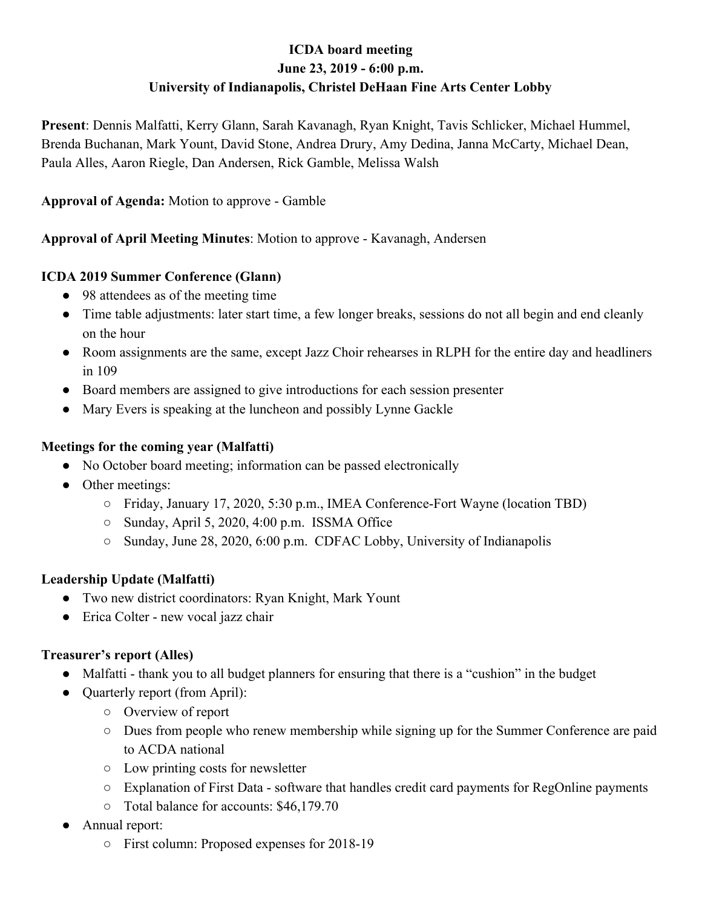**ICDA board meeting**
**June 23, 2019 - 6:00 p.m.**
**University of Indianapolis, Christel DeHaan Fine Arts Center Lobby**

**Present**: Dennis Malfatti, Kerry Glann, Sarah Kavanagh, Ryan Knight, Tavis Schlicker, Michael Hummel, Brenda Buchanan, Mark Yount, David Stone, Andrea Drury, Amy Dedina, Janna McCarty, Michael Dean, Paula Alles, Aaron Riegle, Dan Andersen, Rick Gamble, Melissa Walsh

**Approval of Agenda:** Motion to approve - Gamble

**Approval of April Meeting Minutes**: Motion to approve - Kavanagh, Andersen

**ICDA 2019 Summer Conference (Glann)**

- 98 attendees as of the meeting time
- Time table adjustments: later start time, a few longer breaks, sessions do not all begin and end cleanly on the hour
- Room assignments are the same, except Jazz Choir rehearses in RLPH for the entire day and headliners in 109
- Board members are assigned to give introductions for each session presenter
- Mary Evers is speaking at the luncheon and possibly Lynne Gackle

**Meetings for the coming year (Malfatti)**

- No October board meeting; information can be passed electronically
- Other meetings:
  - Friday, January 17, 2020, 5:30 p.m., IMEA Conference-Fort Wayne (location TBD)
  - Sunday, April 5, 2020, 4:00 p.m. ISSMA Office
  - Sunday, June 28, 2020, 6:00 p.m. CDFAC Lobby, University of Indianapolis

**Leadership Update (Malfatti)**

- Two new district coordinators: Ryan Knight, Mark Yount
- Erica Colter - new vocal jazz chair

**Treasurer's report (Alles)**

- Malfatti - thank you to all budget planners for ensuring that there is a "cushion" in the budget
- Quarterly report (from April):
  - Overview of report
  - Dues from people who renew membership while signing up for the Summer Conference are paid to ACDA national
  - Low printing costs for newsletter
  - Explanation of First Data - software that handles credit card payments for RegOnline payments
  - Total balance for accounts: $46,179.70
- Annual report:
  - First column: Proposed expenses for 2018-19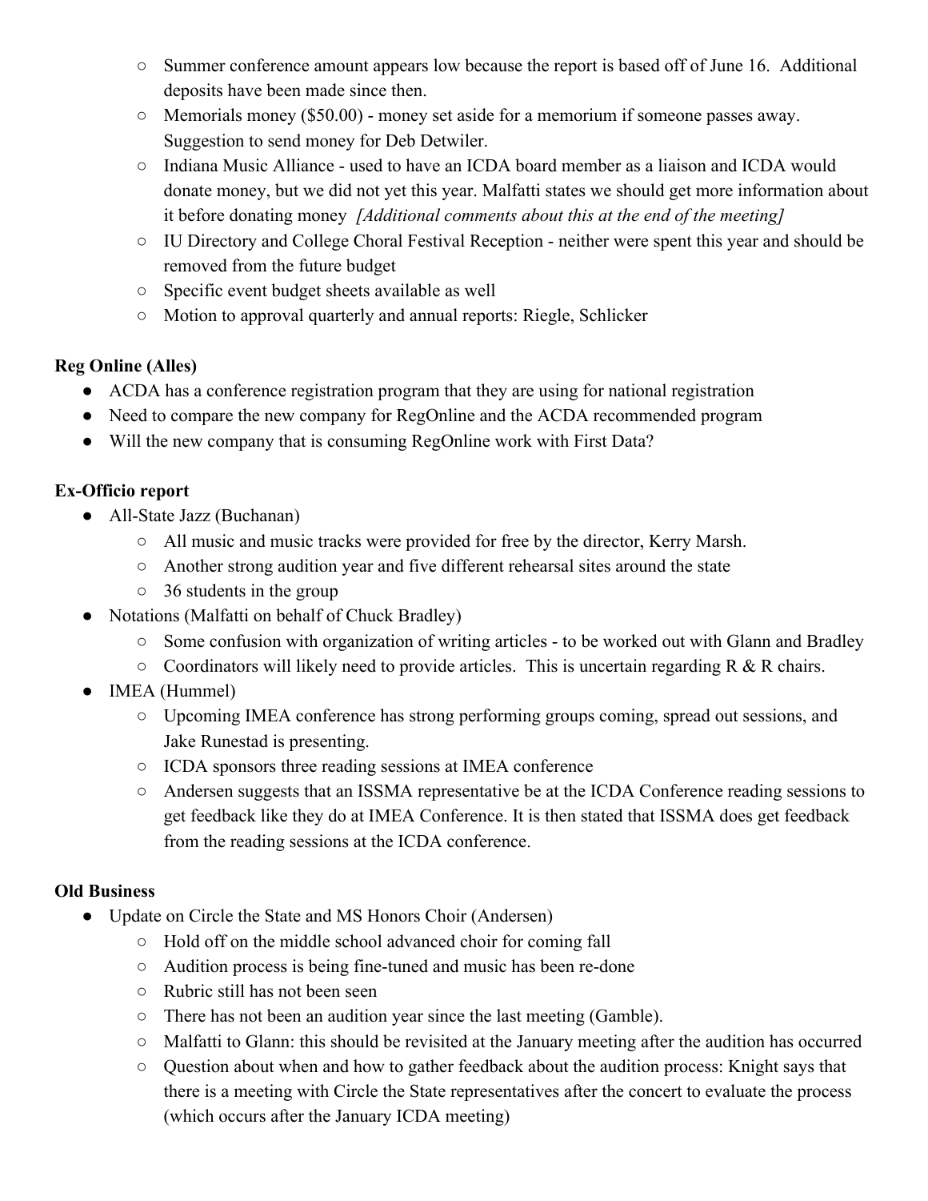- Summer conference amount appears low because the report is based off of June 16. Additional deposits have been made since then.
- Memorials money ($50.00) - money set aside for a memorium if someone passes away. Suggestion to send money for Deb Detwiler.
- Indiana Music Alliance - used to have an ICDA board member as a liaison and ICDA would donate money, but we did not yet this year. Malfatti states we should get more information about it before donating money *[Additional comments about this at the end of the meeting]*
- IU Directory and College Choral Festival Reception - neither were spent this year and should be removed from the future budget
- Specific event budget sheets available as well
- Motion to approval quarterly and annual reports: Riegle, Schlicker

**Reg Online (Alles)**

- ACDA has a conference registration program that they are using for national registration
- Need to compare the new company for RegOnline and the ACDA recommended program
- Will the new company that is consuming RegOnline work with First Data?

**Ex-Officio report**

- All-State Jazz (Buchanan)
  - All music and music tracks were provided for free by the director, Kerry Marsh.
  - Another strong audition year and five different rehearsal sites around the state
  - 36 students in the group
- Notations (Malfatti on behalf of Chuck Bradley)
  - Some confusion with organization of writing articles - to be worked out with Glann and Bradley
  - Coordinators will likely need to provide articles. This is uncertain regarding R & R chairs.
- IMEA (Hummel)
  - Upcoming IMEA conference has strong performing groups coming, spread out sessions, and Jake Runestad is presenting.
  - ICDA sponsors three reading sessions at IMEA conference
  - Andersen suggests that an ISSMA representative be at the ICDA Conference reading sessions to get feedback like they do at IMEA Conference. It is then stated that ISSMA does get feedback from the reading sessions at the ICDA conference.

**Old Business**

- Update on Circle the State and MS Honors Choir (Andersen)
  - Hold off on the middle school advanced choir for coming fall
  - Audition process is being fine-tuned and music has been re-done
  - Rubric still has not been seen
  - There has not been an audition year since the last meeting (Gamble).
  - Malfatti to Glann: this should be revisited at the January meeting after the audition has occurred
  - Question about when and how to gather feedback about the audition process: Knight says that there is a meeting with Circle the State representatives after the concert to evaluate the process (which occurs after the January ICDA meeting)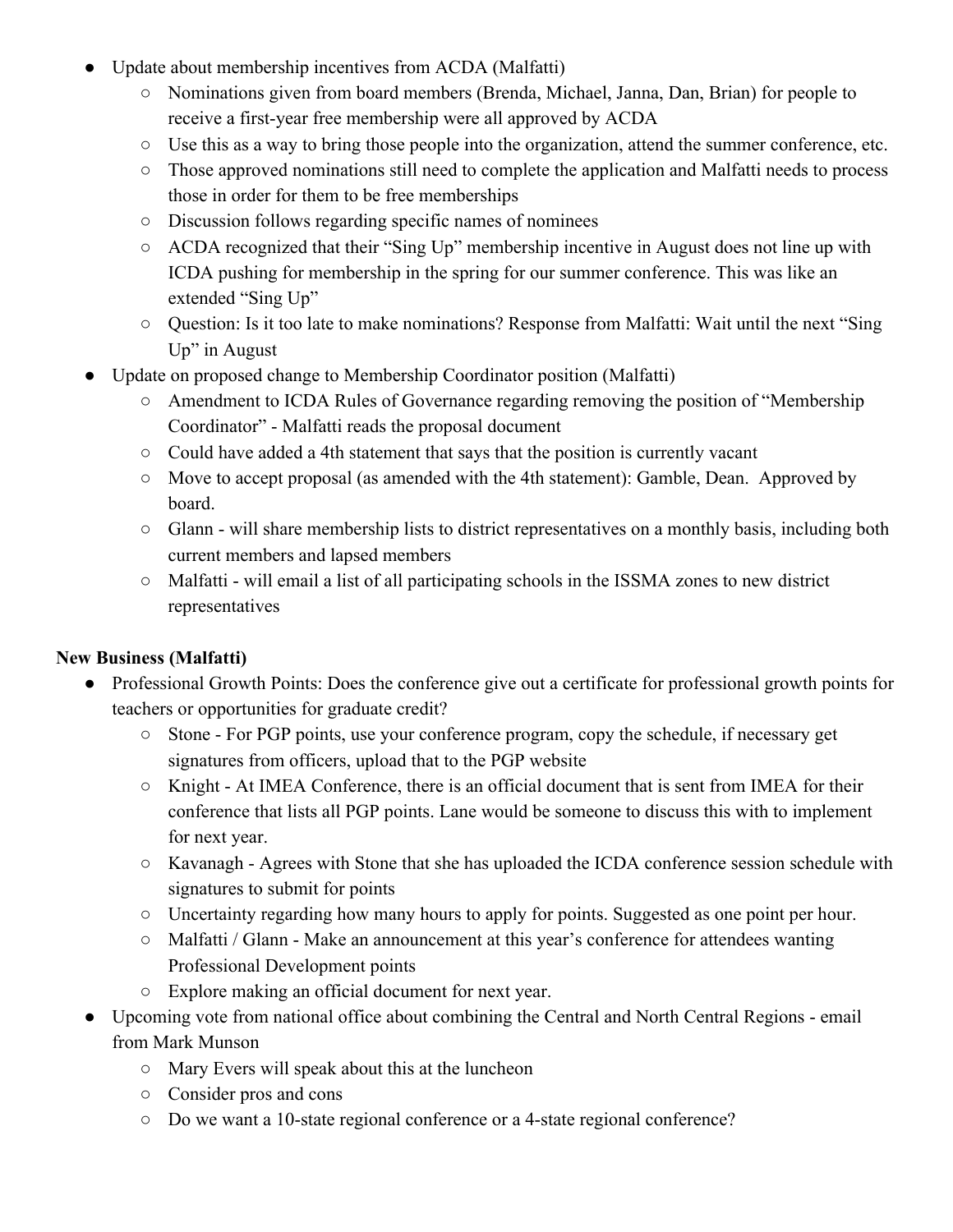- Update about membership incentives from ACDA (Malfatti)
    - Nominations given from board members (Brenda, Michael, Janna, Dan, Brian) for people to receive a first-year free membership were all approved by ACDA
    - Use this as a way to bring those people into the organization, attend the summer conference, etc.
    - Those approved nominations still need to complete the application and Malfatti needs to process those in order for them to be free memberships
    - Discussion follows regarding specific names of nominees
    - ACDA recognized that their "Sing Up" membership incentive in August does not line up with ICDA pushing for membership in the spring for our summer conference. This was like an extended "Sing Up"
    - Question: Is it too late to make nominations? Response from Malfatti: Wait until the next "Sing Up" in August
- Update on proposed change to Membership Coordinator position (Malfatti)
    - Amendment to ICDA Rules of Governance regarding removing the position of "Membership Coordinator" - Malfatti reads the proposal document
    - Could have added a 4th statement that says that the position is currently vacant
    - Move to accept proposal (as amended with the 4th statement): Gamble, Dean. Approved by board.
    - Glann - will share membership lists to district representatives on a monthly basis, including both current members and lapsed members
    - Malfatti - will email a list of all participating schools in the ISSMA zones to new district representatives

**New Business (Malfatti)**

- Professional Growth Points: Does the conference give out a certificate for professional growth points for teachers or opportunities for graduate credit?
    - Stone - For PGP points, use your conference program, copy the schedule, if necessary get signatures from officers, upload that to the PGP website
    - Knight - At IMEA Conference, there is an official document that is sent from IMEA for their conference that lists all PGP points. Lane would be someone to discuss this with to implement for next year.
    - Kavanagh - Agrees with Stone that she has uploaded the ICDA conference session schedule with signatures to submit for points
    - Uncertainty regarding how many hours to apply for points. Suggested as one point per hour.
    - Malfatti / Glann - Make an announcement at this year's conference for attendees wanting Professional Development points
    - Explore making an official document for next year.
- Upcoming vote from national office about combining the Central and North Central Regions - email from Mark Munson
    - Mary Evers will speak about this at the luncheon
    - Consider pros and cons
    - Do we want a 10-state regional conference or a 4-state regional conference?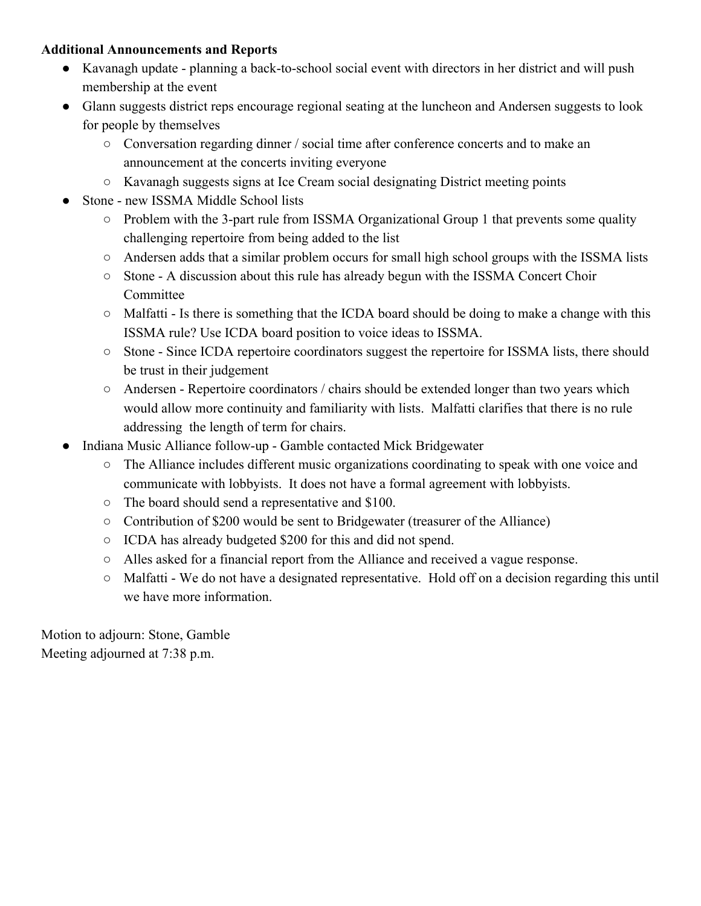**Additional Announcements and Reports**

- Kavanagh update - planning a back-to-school social event with directors in her district and will push membership at the event
- Glann suggests district reps encourage regional seating at the luncheon and Andersen suggests to look for people by themselves
    - Conversation regarding dinner / social time after conference concerts and to make an announcement at the concerts inviting everyone
    - Kavanagh suggests signs at Ice Cream social designating District meeting points
- Stone - new ISSMA Middle School lists
    - Problem with the 3-part rule from ISSMA Organizational Group 1 that prevents some quality challenging repertoire from being added to the list
    - Andersen adds that a similar problem occurs for small high school groups with the ISSMA lists
    - Stone - A discussion about this rule has already begun with the ISSMA Concert Choir Committee
    - Malfatti - Is there is something that the ICDA board should be doing to make a change with this ISSMA rule? Use ICDA board position to voice ideas to ISSMA.
    - Stone - Since ICDA repertoire coordinators suggest the repertoire for ISSMA lists, there should be trust in their judgement
    - Andersen - Repertoire coordinators / chairs should be extended longer than two years which would allow more continuity and familiarity with lists. Malfatti clarifies that there is no rule addressing the length of term for chairs.
- Indiana Music Alliance follow-up - Gamble contacted Mick Bridgewater
    - The Alliance includes different music organizations coordinating to speak with one voice and communicate with lobbyists. It does not have a formal agreement with lobbyists.
    - The board should send a representative and $100.
    - Contribution of $200 would be sent to Bridgewater (treasurer of the Alliance)
    - ICDA has already budgeted $200 for this and did not spend.
    - Alles asked for a financial report from the Alliance and received a vague response.
    - Malfatti - We do not have a designated representative. Hold off on a decision regarding this until we have more information.

Motion to adjourn: Stone, Gamble
Meeting adjourned at 7:38 p.m.